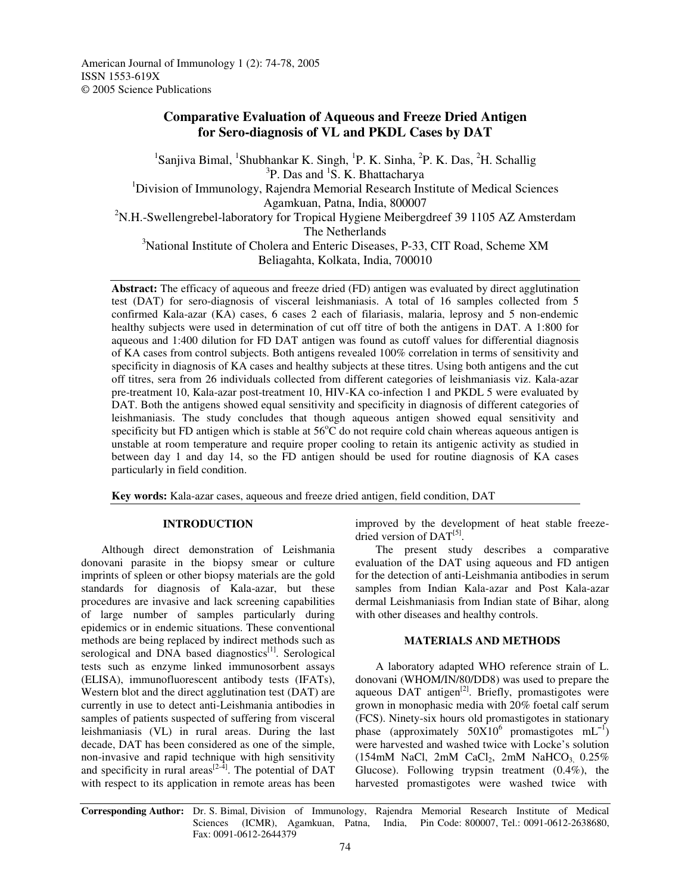American Journal of Immunology 1 (2): 74-78, 2005
ISSN 1553-619X
© 2005 Science Publications

# Comparative Evaluation of Aqueous and Freeze Dried Antigen for Sero-diagnosis of VL and PKDL Cases by DAT

[1]Sanjiva Bimal, [1]Shubhankar K. Singh, [1]P. K. Sinha, [2]P. K. Das, [2]H. Schallig
[3]P. Das and [1]S. K. Bhattacharya

[1]Division of Immunology, Rajendra Memorial Research Institute of Medical Sciences Agamkuan, Patna, India, 800007

[2]N.H.-Swellengrebel-laboratory for Tropical Hygiene Meibergdreef 39 1105 AZ Amsterdam The Netherlands

[3]National Institute of Cholera and Enteric Diseases, P-33, CIT Road, Scheme XM Beliagahta, Kolkata, India, 700010

**Abstract:** The efficacy of aqueous and freeze dried (FD) antigen was evaluated by direct agglutination test (DAT) for sero-diagnosis of visceral leishmaniasis. A total of 16 samples collected from 5 confirmed Kala-azar (KA) cases, 6 cases 2 each of filariasis, malaria, leprosy and 5 non-endemic healthy subjects were used in determination of cut off titre of both the antigens in DAT. A 1:800 for aqueous and 1:400 dilution for FD DAT antigen was found as cutoff values for differential diagnosis of KA cases from control subjects. Both antigens revealed 100% correlation in terms of sensitivity and specificity in diagnosis of KA cases and healthy subjects at these titres. Using both antigens and the cut off titres, sera from 26 individuals collected from different categories of leishmaniasis viz. Kala-azar pre-treatment 10, Kala-azar post-treatment 10, HIV-KA co-infection 1 and PKDL 5 were evaluated by DAT. Both the antigens showed equal sensitivity and specificity in diagnosis of different categories of leishmaniasis. The study concludes that though aqueous antigen showed equal sensitivity and specificity but FD antigen which is stable at 56°C do not require cold chain whereas aqueous antigen is unstable at room temperature and require proper cooling to retain its antigenic activity as studied in between day 1 and day 14, so the FD antigen should be used for routine diagnosis of KA cases particularly in field condition.

**Key words:** Kala-azar cases, aqueous and freeze dried antigen, field condition, DAT

## INTRODUCTION

Although direct demonstration of Leishmania donovani parasite in the biopsy smear or culture imprints of spleen or other biopsy materials are the gold standards for diagnosis of Kala-azar, but these procedures are invasive and lack screening capabilities of large number of samples particularly during epidemics or in endemic situations. These conventional methods are being replaced by indirect methods such as serological and DNA based diagnostics[1]. Serological tests such as enzyme linked immunosorbent assays (ELISA), immunofluorescent antibody tests (IFATs), Western blot and the direct agglutination test (DAT) are currently in use to detect anti-Leishmania antibodies in samples of patients suspected of suffering from visceral leishmaniasis (VL) in rural areas. During the last decade, DAT has been considered as one of the simple, non-invasive and rapid technique with high sensitivity and specificity in rural areas[2-4]. The potential of DAT with respect to its application in remote areas has been improved by the development of heat stable freeze-dried version of DAT[5].

The present study describes a comparative evaluation of the DAT using aqueous and FD antigen for the detection of anti-Leishmania antibodies in serum samples from Indian Kala-azar and Post Kala-azar dermal Leishmaniasis from Indian state of Bihar, along with other diseases and healthy controls.

## MATERIALS AND METHODS

A laboratory adapted WHO reference strain of L. donovani (WHOM/IN/80/DD8) was used to prepare the aqueous DAT antigen[2]. Briefly, promastigotes were grown in monophasic media with 20% foetal calf serum (FCS). Ninety-six hours old promastigotes in stationary phase (approximately $50 \times 10^6$ promastigotes $mL^{-1}$) were harvested and washed twice with Locke's solution (154mM NaCl, 2mM $CaCl_2$, 2mM $NaHCO_3$, 0.25% Glucose). Following trypsin treatment (0.4%), the harvested promastigotes were washed twice with

**Corresponding Author:** Dr. S. Bimal, Division of Immunology, Rajendra Memorial Research Institute of Medical Sciences (ICMR), Agamkuan, Patna, India, Pin Code: 800007, Tel.: 0091-0612-2638680, Fax: 0091-0612-2644379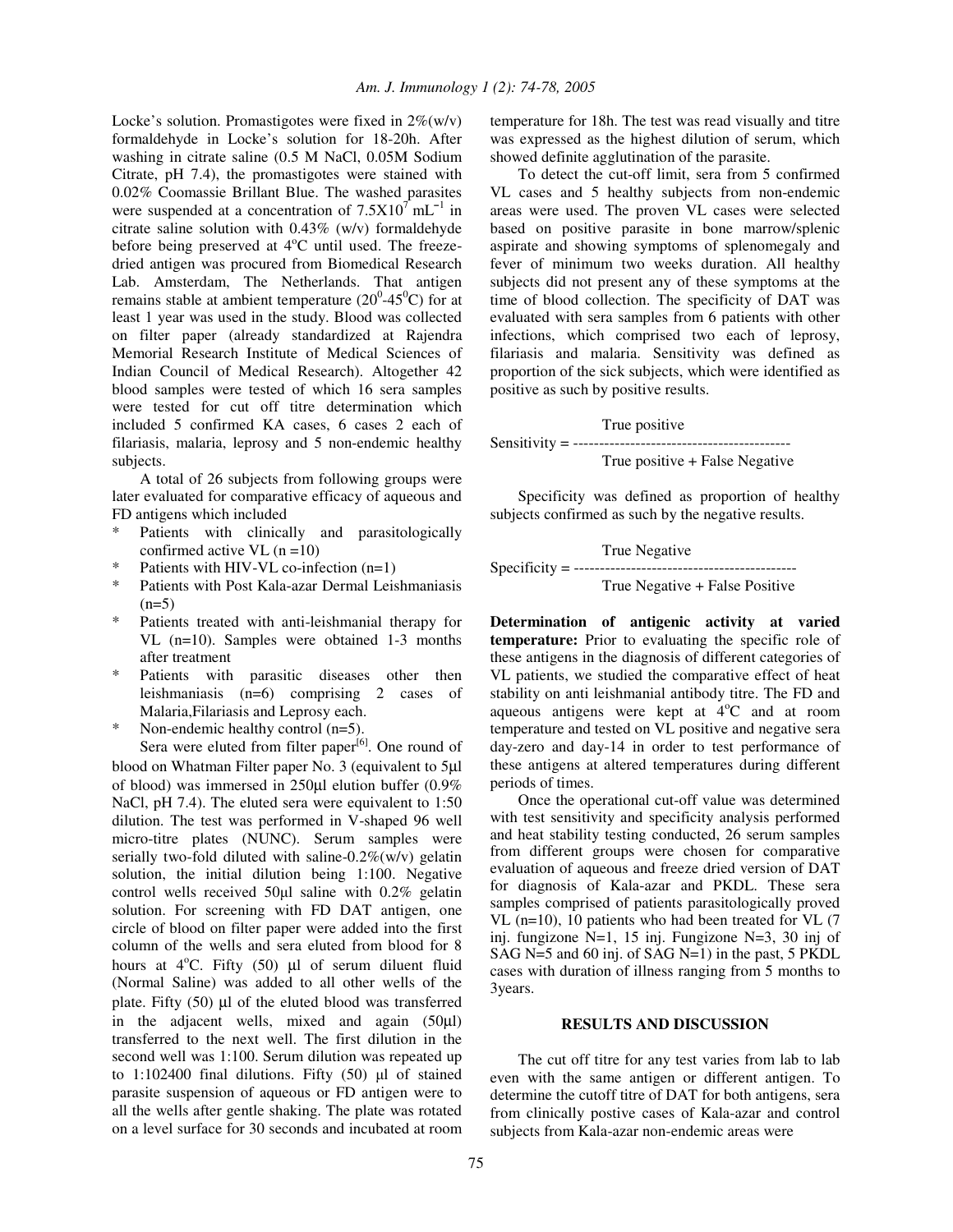Locke's solution. Promastigotes were fixed in 2%(w/v) formaldehyde in Locke's solution for 18-20h. After washing in citrate saline (0.5 M NaCl, 0.05M Sodium Citrate, pH 7.4), the promastigotes were stained with 0.02% Coomassie Brillant Blue. The washed parasites were suspended at a concentration of $7.5X10^7$ $mL^{-1}$ in citrate saline solution with 0.43% (w/v) formaldehyde before being preserved at 4°C until used. The freeze-dried antigen was procured from Biomedical Research Lab. Amsterdam, The Netherlands. That antigen remains stable at ambient temperature ($20^0$-$45^0$C) for at least 1 year was used in the study. Blood was collected on filter paper (already standardized at Rajendra Memorial Research Institute of Medical Sciences of Indian Council of Medical Research). Altogether 42 blood samples were tested of which 16 sera samples were tested for cut off titre determination which included 5 confirmed KA cases, 6 cases 2 each of filariasis, malaria, leprosy and 5 non-endemic healthy subjects.

A total of 26 subjects from following groups were later evaluated for comparative efficacy of aqueous and FD antigens which included

* Patients with clinically and parasitologically confirmed active VL (n =10)
* Patients with HIV-VL co-infection (n=1)
* Patients with Post Kala-azar Dermal Leishmaniasis (n=5)
* Patients treated with anti-leishmanial therapy for VL (n=10). Samples were obtained 1-3 months after treatment
* Patients with parasitic diseases other then leishmaniasis (n=6) comprising 2 cases of Malaria,Filariasis and Leprosy each.
* Non-endemic healthy control (n=5).

Sera were eluted from filter paper[6]. One round of blood on Whatman Filter paper No. 3 (equivalent to 5μl of blood) was immersed in 250μl elution buffer (0.9% NaCl, pH 7.4). The eluted sera were equivalent to 1:50 dilution. The test was performed in V-shaped 96 well micro-titre plates (NUNC). Serum samples were serially two-fold diluted with saline-0.2%(w/v) gelatin solution, the initial dilution being 1:100. Negative control wells received 50μl saline with 0.2% gelatin solution. For screening with FD DAT antigen, one circle of blood on filter paper were added into the first column of the wells and sera eluted from blood for 8 hours at 4°C. Fifty (50) μl of serum diluent fluid (Normal Saline) was added to all other wells of the plate. Fifty (50) μl of the eluted blood was transferred in the adjacent wells, mixed and again (50μl) transferred to the next well. The first dilution in the second well was 1:100. Serum dilution was repeated up to 1:102400 final dilutions. Fifty (50) μl of stained parasite suspension of aqueous or FD antigen were to all the wells after gentle shaking. The plate was rotated on a level surface for 30 seconds and incubated at room temperature for 18h. The test was read visually and titre was expressed as the highest dilution of serum, which showed definite agglutination of the parasite.

To detect the cut-off limit, sera from 5 confirmed VL cases and 5 healthy subjects from non-endemic areas were used. The proven VL cases were selected based on positive parasite in bone marrow/splenic aspirate and showing symptoms of splenomegaly and fever of minimum two weeks duration. All healthy subjects did not present any of these symptoms at the time of blood collection. The specificity of DAT was evaluated with sera samples from 6 patients with other infections, which comprised two each of leprosy, filariasis and malaria. Sensitivity was defined as proportion of the sick subjects, which were identified as positive as such by positive results.

$$\text{Sensitivity} = \frac{\text{True positive}}{\text{True positive + False Negative}}$$

Specificity was defined as proportion of healthy subjects confirmed as such by the negative results.

$$\text{Specificity} = \frac{\text{True Negative}}{\text{True Negative + False Positive}}$$

**Determination of antigenic activity at varied temperature:** Prior to evaluating the specific role of these antigens in the diagnosis of different categories of VL patients, we studied the comparative effect of heat stability on anti leishmanial antibody titre. The FD and aqueous antigens were kept at 4°C and at room temperature and tested on VL positive and negative sera day-zero and day-14 in order to test performance of these antigens at altered temperatures during different periods of times.

Once the operational cut-off value was determined with test sensitivity and specificity analysis performed and heat stability testing conducted, 26 serum samples from different groups were chosen for comparative evaluation of aqueous and freeze dried version of DAT for diagnosis of Kala-azar and PKDL. These sera samples comprised of patients parasitologically proved VL (n=10), 10 patients who had been treated for VL (7 inj. fungizone N=1, 15 inj. Fungizone N=3, 30 inj of SAG N=5 and 60 inj. of SAG N=1) in the past, 5 PKDL cases with duration of illness ranging from 5 months to 3years.

## RESULTS AND DISCUSSION

The cut off titre for any test varies from lab to lab even with the same antigen or different antigen. To determine the cutoff titre of DAT for both antigens, sera from clinically postive cases of Kala-azar and control subjects from Kala-azar non-endemic areas were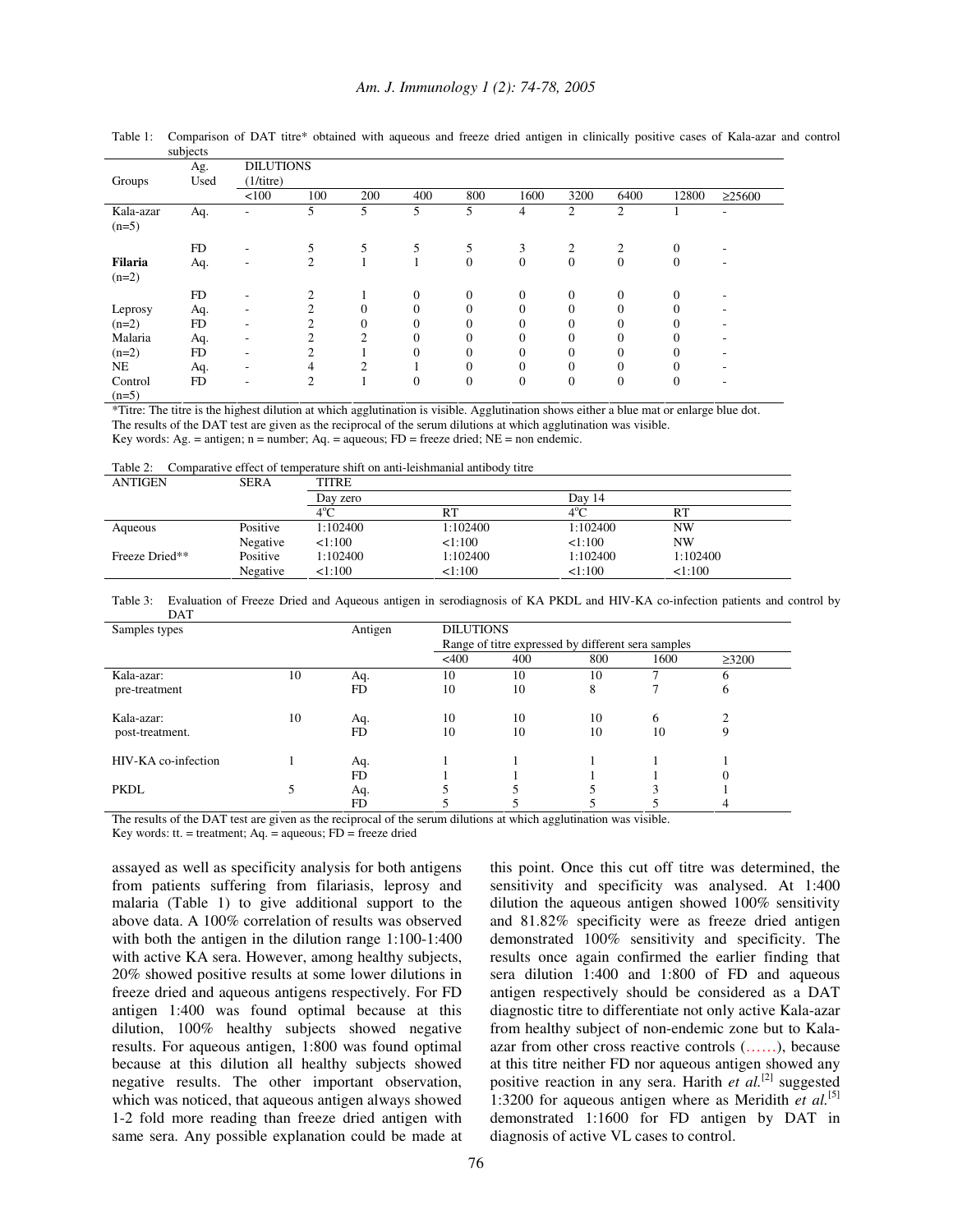Table 1: Comparison of DAT titre* obtained with aqueous and freeze dried antigen in clinically positive cases of Kala-azar and control subjects

| Groups | Ag. Used | DILUTIONS (1/titre) | | | | | | | | | |
|---|---|---|---|---|---|---|---|---|---|---|---|
| | | <100 | 100 | 200 | 400 | 800 | 1600 | 3200 | 6400 | 12800 | ≥25600 |
| Kala-azar (n=5) | Aq. | - | 5 | 5 | 5 | 5 | 4 | 2 | 2 | 1 | - |
| | FD | - | 5 | 5 | 5 | 5 | 3 | 2 | 2 | 0 | - |
| **Filaria** (n=2) | Aq. | - | 2 | 1 | 1 | 0 | 0 | 0 | 0 | 0 | - |
| | FD | - | 2 | 1 | 0 | 0 | 0 | 0 | 0 | 0 | - |
| Leprosy (n=2) | Aq. | - | 2 | 0 | 0 | 0 | 0 | 0 | 0 | 0 | - |
| | FD | - | 2 | 0 | 0 | 0 | 0 | 0 | 0 | 0 | - |
| Malaria (n=2) | Aq. | - | 2 | 2 | 0 | 0 | 0 | 0 | 0 | 0 | - |
| | FD | - | 2 | 1 | 0 | 0 | 0 | 0 | 0 | 0 | - |
| NE Control (n=5) | Aq. | - | 4 | 2 | 1 | 0 | 0 | 0 | 0 | 0 | - |
| | FD | - | 2 | 1 | 0 | 0 | 0 | 0 | 0 | 0 | - |

*Titre: The titre is the highest dilution at which agglutination is visible. Agglutination shows either a blue mat or enlarge blue dot. The results of the DAT test are given as the reciprocal of the serum dilutions at which agglutination was visible.
Key words: Ag. = antigen; n = number; Aq. = aqueous; FD = freeze dried; NE = non endemic.

Table 2: Comparative effect of temperature shift on anti-leishmanial antibody titre

| ANTIGEN | SERA | TITRE | | | |
|---|---|---|---|---|---|
| | | Day zero | | Day 14 | |
| | | 4°C | RT | 4°C | RT |
| Aqueous | Positive | 1:102400 | 1:102400 | 1:102400 | NW |
| | Negative | <1:100 | <1:100 | <1:100 | NW |
| Freeze Dried** | Positive | 1:102400 | 1:102400 | 1:102400 | 1:102400 |
| | Negative | <1:100 | <1:100 | <1:100 | <1:100 |

Table 3: Evaluation of Freeze Dried and Aqueous antigen in serodiagnosis of KA PKDL and HIV-KA co-infection patients and control by DAT

| Samples types | | Antigen | DILUTIONS Range of titre expressed by different sera samples | | | | |
|---|---|---|---|---|---|---|---|
| | | | <400 | 400 | 800 | 1600 | ≥3200 |
| Kala-azar: pre-treatment | 10 | Aq. | 10 | 10 | 10 | 7 | 6 |
| | | FD | 10 | 10 | 8 | 7 | 6 |
| Kala-azar: post-treatment. | 10 | Aq. | 10 | 10 | 10 | 6 | 2 |
| | | FD | 10 | 10 | 10 | 10 | 9 |
| HIV-KA co-infection | 1 | Aq. | 1 | 1 | 1 | 1 | 1 |
| | | FD | 1 | 1 | 1 | 1 | 0 |
| PKDL | 5 | Aq. | 5 | 5 | 5 | 3 | 1 |
| | | FD | 5 | 5 | 5 | 5 | 4 |

The results of the DAT test are given as the reciprocal of the serum dilutions at which agglutination was visible.
Key words: tt. = treatment; Aq. = aqueous; FD = freeze dried

assayed as well as specificity analysis for both antigens from patients suffering from filariasis, leprosy and malaria (Table 1) to give additional support to the above data. A 100% correlation of results was observed with both the antigen in the dilution range 1:100-1:400 with active KA sera. However, among healthy subjects, 20% showed positive results at some lower dilutions in freeze dried and aqueous antigens respectively. For FD antigen 1:400 was found optimal because at this dilution, 100% healthy subjects showed negative results. For aqueous antigen, 1:800 was found optimal because at this dilution all healthy subjects showed negative results. The other important observation, which was noticed, that aqueous antigen always showed 1-2 fold more reading than freeze dried antigen with same sera. Any possible explanation could be made at this point. Once this cut off titre was determined, the sensitivity and specificity was analysed. At 1:400 dilution the aqueous antigen showed 100% sensitivity and 81.82% specificity were as freeze dried antigen demonstrated 100% sensitivity and specificity. The results once again confirmed the earlier finding that sera dilution 1:400 and 1:800 of FD and aqueous antigen respectively should be considered as a DAT diagnostic titre to differentiate not only active Kala-azar from healthy subject of non-endemic zone but to Kala-azar from other cross reactive controls (……), because at this titre neither FD nor aqueous antigen showed any positive reaction in any sera. Harith *et al.*[2] suggested 1:3200 for aqueous antigen where as Meridith *et al.*[5] demonstrated 1:1600 for FD antigen by DAT in diagnosis of active VL cases to control.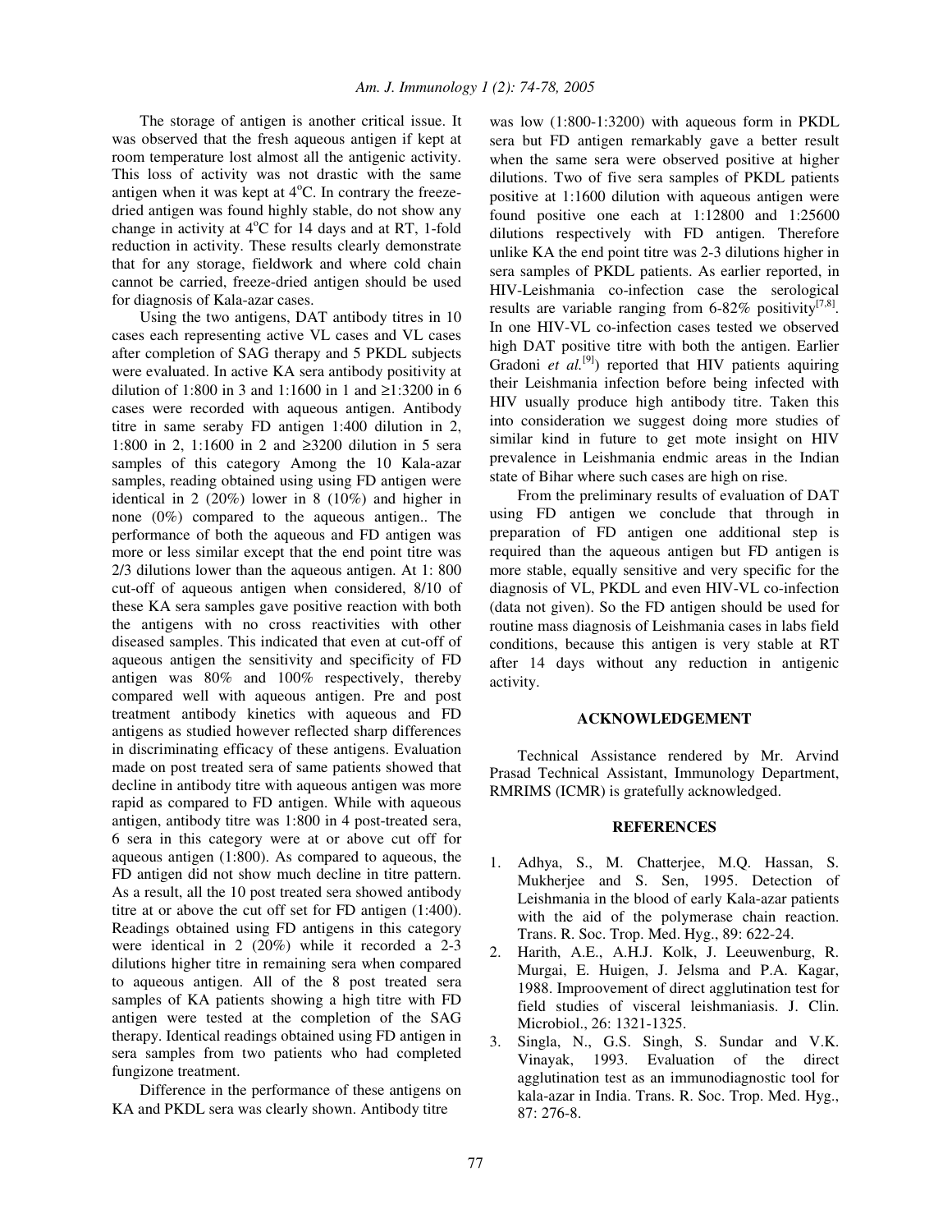The storage of antigen is another critical issue. It was observed that the fresh aqueous antigen if kept at room temperature lost almost all the antigenic activity. This loss of activity was not drastic with the same antigen when it was kept at 4°C. In contrary the freeze-dried antigen was found highly stable, do not show any change in activity at 4°C for 14 days and at RT, 1-fold reduction in activity. These results clearly demonstrate that for any storage, fieldwork and where cold chain cannot be carried, freeze-dried antigen should be used for diagnosis of Kala-azar cases.

Using the two antigens, DAT antibody titres in 10 cases each representing active VL cases and VL cases after completion of SAG therapy and 5 PKDL subjects were evaluated. In active KA sera antibody positivity at dilution of 1:800 in 3 and 1:1600 in 1 and ≥1:3200 in 6 cases were recorded with aqueous antigen. Antibody titre in same seraby FD antigen 1:400 dilution in 2, 1:800 in 2, 1:1600 in 2 and ≥3200 dilution in 5 sera samples of this category Among the 10 Kala-azar samples, reading obtained using using FD antigen were identical in 2 (20%) lower in 8 (10%) and higher in none (0%) compared to the aqueous antigen.. The performance of both the aqueous and FD antigen was more or less similar except that the end point titre was 2/3 dilutions lower than the aqueous antigen. At 1: 800 cut-off of aqueous antigen when considered, 8/10 of these KA sera samples gave positive reaction with both the antigens with no cross reactivities with other diseased samples. This indicated that even at cut-off of aqueous antigen the sensitivity and specificity of FD antigen was 80% and 100% respectively, thereby compared well with aqueous antigen. Pre and post treatment antibody kinetics with aqueous and FD antigens as studied however reflected sharp differences in discriminating efficacy of these antigens. Evaluation made on post treated sera of same patients showed that decline in antibody titre with aqueous antigen was more rapid as compared to FD antigen. While with aqueous antigen, antibody titre was 1:800 in 4 post-treated sera, 6 sera in this category were at or above cut off for aqueous antigen (1:800). As compared to aqueous, the FD antigen did not show much decline in titre pattern. As a result, all the 10 post treated sera showed antibody titre at or above the cut off set for FD antigen (1:400). Readings obtained using FD antigens in this category were identical in 2 (20%) while it recorded a 2-3 dilutions higher titre in remaining sera when compared to aqueous antigen. All of the 8 post treated sera samples of KA patients showing a high titre with FD antigen were tested at the completion of the SAG therapy. Identical readings obtained using FD antigen in sera samples from two patients who had completed fungizone treatment.

Difference in the performance of these antigens on KA and PKDL sera was clearly shown. Antibody titre was low (1:800-1:3200) with aqueous form in PKDL sera but FD antigen remarkably gave a better result when the same sera were observed positive at higher dilutions. Two of five sera samples of PKDL patients positive at 1:1600 dilution with aqueous antigen were found positive one each at 1:12800 and 1:25600 dilutions respectively with FD antigen. Therefore unlike KA the end point titre was 2-3 dilutions higher in sera samples of PKDL patients. As earlier reported, in HIV-Leishmania co-infection case the serological results are variable ranging from 6-82% positivity[7,8]. In one HIV-VL co-infection cases tested we observed high DAT positive titre with both the antigen. Earlier Gradoni *et al.*[9]) reported that HIV patients aquiring their Leishmania infection before being infected with HIV usually produce high antibody titre. Taken this into consideration we suggest doing more studies of similar kind in future to get mote insight on HIV prevalence in Leishmania endmic areas in the Indian state of Bihar where such cases are high on rise.

From the preliminary results of evaluation of DAT using FD antigen we conclude that through in preparation of FD antigen one additional step is required than the aqueous antigen but FD antigen is more stable, equally sensitive and very specific for the diagnosis of VL, PKDL and even HIV-VL co-infection (data not given). So the FD antigen should be used for routine mass diagnosis of Leishmania cases in labs field conditions, because this antigen is very stable at RT after 14 days without any reduction in antigenic activity.

## ACKNOWLEDGEMENT

Technical Assistance rendered by Mr. Arvind Prasad Technical Assistant, Immunology Department, RMRIMS (ICMR) is gratefully acknowledged.

## REFERENCES

1. Adhya, S., M. Chatterjee, M.Q. Hassan, S. Mukherjee and S. Sen, 1995. Detection of Leishmania in the blood of early Kala-azar patients with the aid of the polymerase chain reaction. Trans. R. Soc. Trop. Med. Hyg., 89: 622-24.
2. Harith, A.E., A.H.J. Kolk, J. Leeuwenburg, R. Murgai, E. Huigen, J. Jelsma and P.A. Kagar, 1988. Improovement of direct agglutination test for field studies of visceral leishmaniasis. J. Clin. Microbiol., 26: 1321-1325.
3. Singla, N., G.S. Singh, S. Sundar and V.K. Vinayak, 1993. Evaluation of the direct agglutination test as an immunodiagnostic tool for kala-azar in India. Trans. R. Soc. Trop. Med. Hyg., 87: 276-8.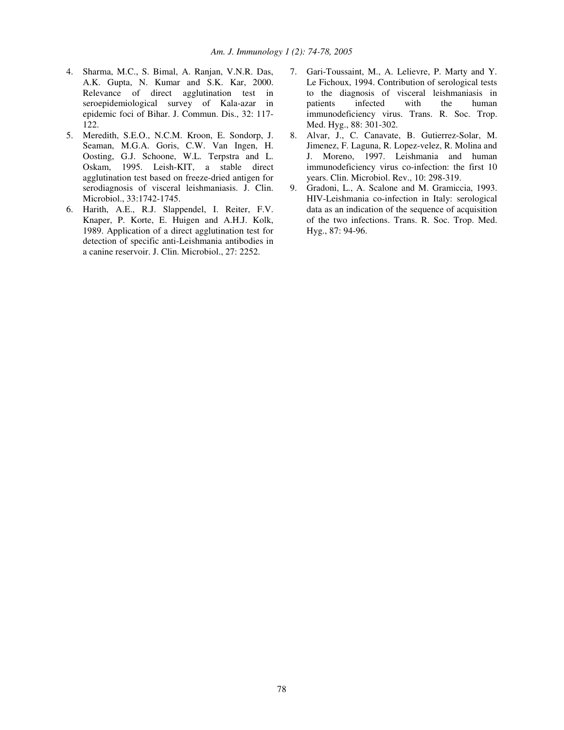4. Sharma, M.C., S. Bimal, A. Ranjan, V.N.R. Das, A.K. Gupta, N. Kumar and S.K. Kar, 2000. Relevance of direct agglutination test in seroepidemiological survey of Kala-azar in epidemic foci of Bihar. J. Commun. Dis., 32: 117-122.
5. Meredith, S.E.O., N.C.M. Kroon, E. Sondorp, J. Seaman, M.G.A. Goris, C.W. Van Ingen, H. Oosting, G.J. Schoone, W.L. Terpstra and L. Oskam, 1995. Leish-KIT, a stable direct agglutination test based on freeze-dried antigen for serodiagnosis of visceral leishmaniasis. J. Clin. Microbiol., 33:1742-1745.
6. Harith, A.E., R.J. Slappendel, I. Reiter, F.V. Knaper, P. Korte, E. Huigen and A.H.J. Kolk, 1989. Application of a direct agglutination test for detection of specific anti-Leishmania antibodies in a canine reservoir. J. Clin. Microbiol., 27: 2252.
7. Gari-Toussaint, M., A. Lelievre, P. Marty and Y. Le Fichoux, 1994. Contribution of serological tests to the diagnosis of visceral leishmaniasis in patients infected with the human immunodeficiency virus. Trans. R. Soc. Trop. Med. Hyg., 88: 301-302.
8. Alvar, J., C. Canavate, B. Gutierrez-Solar, M. Jimenez, F. Laguna, R. Lopez-velez, R. Molina and J. Moreno, 1997. Leishmania and human immunodeficiency virus co-infection: the first 10 years. Clin. Microbiol. Rev., 10: 298-319.
9. Gradoni, L., A. Scalone and M. Gramiccia, 1993. HIV-Leishmania co-infection in Italy: serological data as an indication of the sequence of acquisition of the two infections. Trans. R. Soc. Trop. Med. Hyg., 87: 94-96.